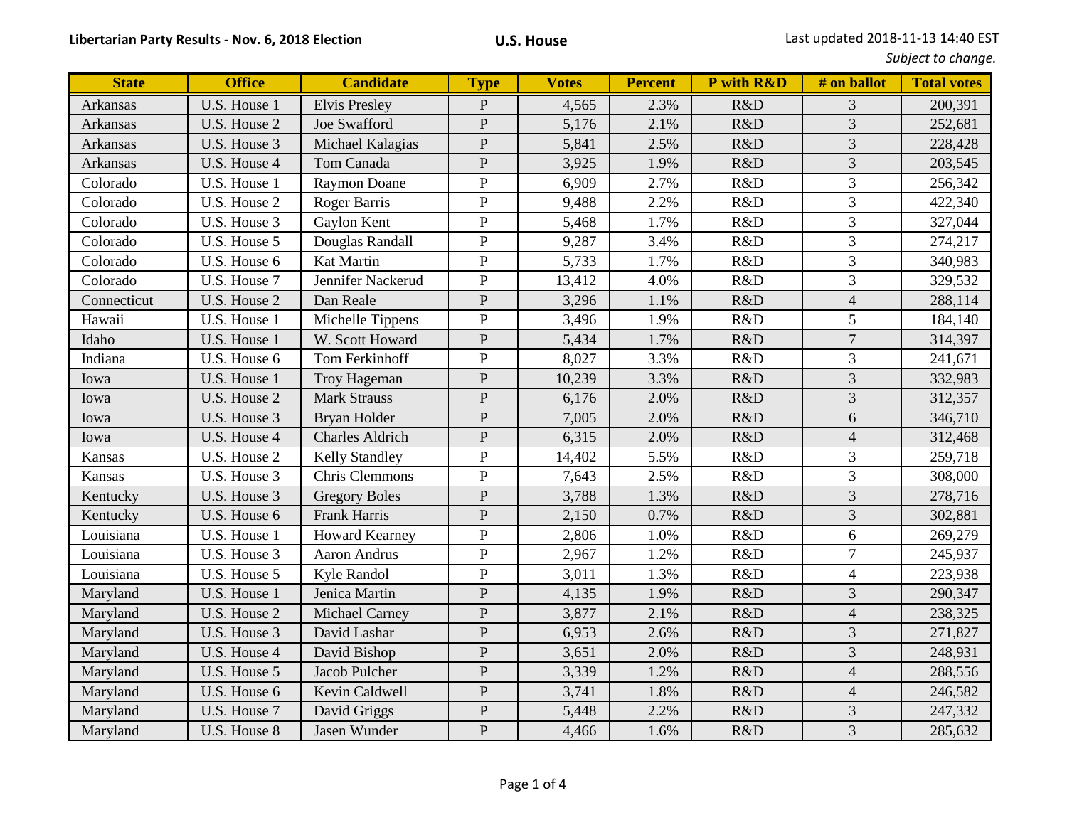**Libertarian Party Results - Nov. 6, 2018 Election** **U.S. House** Last updated 2018-11-13 14:40 EST

*Subject to change.*

| State | Office | Candidate | Type | Votes | Percent | P with R&D | # on ballot | Total votes |
|---|---|---|---|---|---|---|---|---|
| Arkansas | U.S. House 1 | Elvis Presley | P | 4,565 | 2.3% | R&D | 3 | 200,391 |
| Arkansas | U.S. House 2 | Joe Swafford | P | 5,176 | 2.1% | R&D | 3 | 252,681 |
| Arkansas | U.S. House 3 | Michael Kalagias | P | 5,841 | 2.5% | R&D | 3 | 228,428 |
| Arkansas | U.S. House 4 | Tom Canada | P | 3,925 | 1.9% | R&D | 3 | 203,545 |
| Colorado | U.S. House 1 | Raymon Doane | P | 6,909 | 2.7% | R&D | 3 | 256,342 |
| Colorado | U.S. House 2 | Roger Barris | P | 9,488 | 2.2% | R&D | 3 | 422,340 |
| Colorado | U.S. House 3 | Gaylon Kent | P | 5,468 | 1.7% | R&D | 3 | 327,044 |
| Colorado | U.S. House 5 | Douglas Randall | P | 9,287 | 3.4% | R&D | 3 | 274,217 |
| Colorado | U.S. House 6 | Kat Martin | P | 5,733 | 1.7% | R&D | 3 | 340,983 |
| Colorado | U.S. House 7 | Jennifer Nackerud | P | 13,412 | 4.0% | R&D | 3 | 329,532 |
| Connecticut | U.S. House 2 | Dan Reale | P | 3,296 | 1.1% | R&D | 4 | 288,114 |
| Hawaii | U.S. House 1 | Michelle Tippens | P | 3,496 | 1.9% | R&D | 5 | 184,140 |
| Idaho | U.S. House 1 | W. Scott Howard | P | 5,434 | 1.7% | R&D | 7 | 314,397 |
| Indiana | U.S. House 6 | Tom Ferkinhoff | P | 8,027 | 3.3% | R&D | 3 | 241,671 |
| Iowa | U.S. House 1 | Troy Hageman | P | 10,239 | 3.3% | R&D | 3 | 332,983 |
| Iowa | U.S. House 2 | Mark Strauss | P | 6,176 | 2.0% | R&D | 3 | 312,357 |
| Iowa | U.S. House 3 | Bryan Holder | P | 7,005 | 2.0% | R&D | 6 | 346,710 |
| Iowa | U.S. House 4 | Charles Aldrich | P | 6,315 | 2.0% | R&D | 4 | 312,468 |
| Kansas | U.S. House 2 | Kelly Standley | P | 14,402 | 5.5% | R&D | 3 | 259,718 |
| Kansas | U.S. House 3 | Chris Clemmons | P | 7,643 | 2.5% | R&D | 3 | 308,000 |
| Kentucky | U.S. House 3 | Gregory Boles | P | 3,788 | 1.3% | R&D | 3 | 278,716 |
| Kentucky | U.S. House 6 | Frank Harris | P | 2,150 | 0.7% | R&D | 3 | 302,881 |
| Louisiana | U.S. House 1 | Howard Kearney | P | 2,806 | 1.0% | R&D | 6 | 269,279 |
| Louisiana | U.S. House 3 | Aaron Andrus | P | 2,967 | 1.2% | R&D | 7 | 245,937 |
| Louisiana | U.S. House 5 | Kyle Randol | P | 3,011 | 1.3% | R&D | 4 | 223,938 |
| Maryland | U.S. House 1 | Jenica Martin | P | 4,135 | 1.9% | R&D | 3 | 290,347 |
| Maryland | U.S. House 2 | Michael Carney | P | 3,877 | 2.1% | R&D | 4 | 238,325 |
| Maryland | U.S. House 3 | David Lashar | P | 6,953 | 2.6% | R&D | 3 | 271,827 |
| Maryland | U.S. House 4 | David Bishop | P | 3,651 | 2.0% | R&D | 3 | 248,931 |
| Maryland | U.S. House 5 | Jacob Pulcher | P | 3,339 | 1.2% | R&D | 4 | 288,556 |
| Maryland | U.S. House 6 | Kevin Caldwell | P | 3,741 | 1.8% | R&D | 4 | 246,582 |
| Maryland | U.S. House 7 | David Griggs | P | 5,448 | 2.2% | R&D | 3 | 247,332 |
| Maryland | U.S. House 8 | Jasen Wunder | P | 4,466 | 1.6% | R&D | 3 | 285,632 |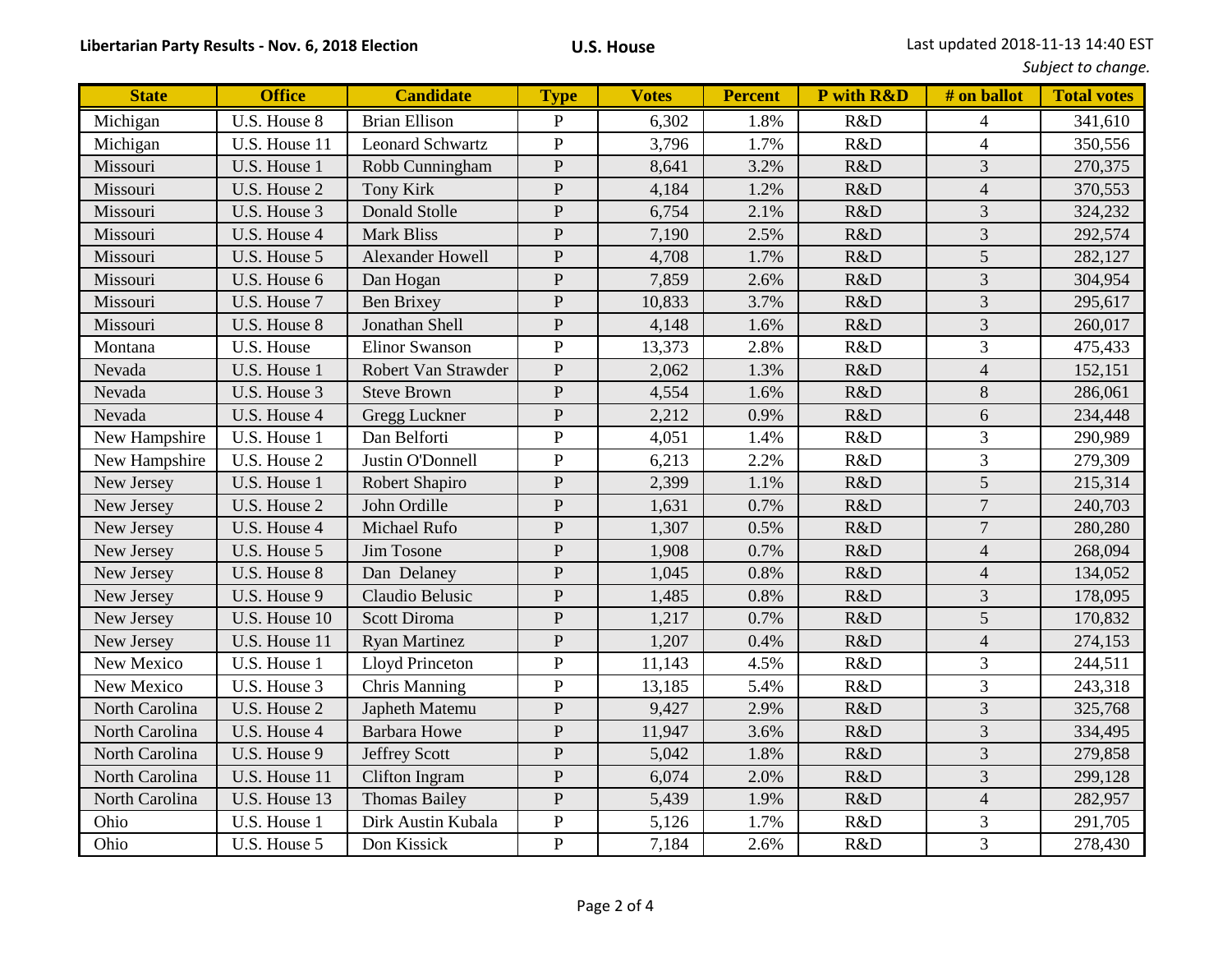**Libertarian Party Results - Nov. 6, 2018 Election**

**U.S. House**

Last updated 2018-11-13 14:40 EST
*Subject to change.*

| State | Office | Candidate | Type | Votes | Percent | P with R&D | # on ballot | Total votes |
|---|---|---|---|---|---|---|---|---|
| Michigan | U.S. House 8 | Brian Ellison | P | 6,302 | 1.8% | R&D | 4 | 341,610 |
| Michigan | U.S. House 11 | Leonard Schwartz | P | 3,796 | 1.7% | R&D | 4 | 350,556 |
| Missouri | U.S. House 1 | Robb Cunningham | P | 8,641 | 3.2% | R&D | 3 | 270,375 |
| Missouri | U.S. House 2 | Tony Kirk | P | 4,184 | 1.2% | R&D | 4 | 370,553 |
| Missouri | U.S. House 3 | Donald Stolle | P | 6,754 | 2.1% | R&D | 3 | 324,232 |
| Missouri | U.S. House 4 | Mark Bliss | P | 7,190 | 2.5% | R&D | 3 | 292,574 |
| Missouri | U.S. House 5 | Alexander Howell | P | 4,708 | 1.7% | R&D | 5 | 282,127 |
| Missouri | U.S. House 6 | Dan Hogan | P | 7,859 | 2.6% | R&D | 3 | 304,954 |
| Missouri | U.S. House 7 | Ben Brixey | P | 10,833 | 3.7% | R&D | 3 | 295,617 |
| Missouri | U.S. House 8 | Jonathan Shell | P | 4,148 | 1.6% | R&D | 3 | 260,017 |
| Montana | U.S. House | Elinor Swanson | P | 13,373 | 2.8% | R&D | 3 | 475,433 |
| Nevada | U.S. House 1 | Robert Van Strawder | P | 2,062 | 1.3% | R&D | 4 | 152,151 |
| Nevada | U.S. House 3 | Steve Brown | P | 4,554 | 1.6% | R&D | 8 | 286,061 |
| Nevada | U.S. House 4 | Gregg Luckner | P | 2,212 | 0.9% | R&D | 6 | 234,448 |
| New Hampshire | U.S. House 1 | Dan Belforti | P | 4,051 | 1.4% | R&D | 3 | 290,989 |
| New Hampshire | U.S. House 2 | Justin O'Donnell | P | 6,213 | 2.2% | R&D | 3 | 279,309 |
| New Jersey | U.S. House 1 | Robert Shapiro | P | 2,399 | 1.1% | R&D | 5 | 215,314 |
| New Jersey | U.S. House 2 | John Ordille | P | 1,631 | 0.7% | R&D | 7 | 240,703 |
| New Jersey | U.S. House 4 | Michael Rufo | P | 1,307 | 0.5% | R&D | 7 | 280,280 |
| New Jersey | U.S. House 5 | Jim Tosone | P | 1,908 | 0.7% | R&D | 4 | 268,094 |
| New Jersey | U.S. House 8 | Dan Delaney | P | 1,045 | 0.8% | R&D | 4 | 134,052 |
| New Jersey | U.S. House 9 | Claudio Belusic | P | 1,485 | 0.8% | R&D | 3 | 178,095 |
| New Jersey | U.S. House 10 | Scott Diroma | P | 1,217 | 0.7% | R&D | 5 | 170,832 |
| New Jersey | U.S. House 11 | Ryan Martinez | P | 1,207 | 0.4% | R&D | 4 | 274,153 |
| New Mexico | U.S. House 1 | Lloyd Princeton | P | 11,143 | 4.5% | R&D | 3 | 244,511 |
| New Mexico | U.S. House 3 | Chris Manning | P | 13,185 | 5.4% | R&D | 3 | 243,318 |
| North Carolina | U.S. House 2 | Japheth Matemu | P | 9,427 | 2.9% | R&D | 3 | 325,768 |
| North Carolina | U.S. House 4 | Barbara Howe | P | 11,947 | 3.6% | R&D | 3 | 334,495 |
| North Carolina | U.S. House 9 | Jeffrey Scott | P | 5,042 | 1.8% | R&D | 3 | 279,858 |
| North Carolina | U.S. House 11 | Clifton Ingram | P | 6,074 | 2.0% | R&D | 3 | 299,128 |
| North Carolina | U.S. House 13 | Thomas Bailey | P | 5,439 | 1.9% | R&D | 4 | 282,957 |
| Ohio | U.S. House 1 | Dirk Austin Kubala | P | 5,126 | 1.7% | R&D | 3 | 291,705 |
| Ohio | U.S. House 5 | Don Kissick | P | 7,184 | 2.6% | R&D | 3 | 278,430 |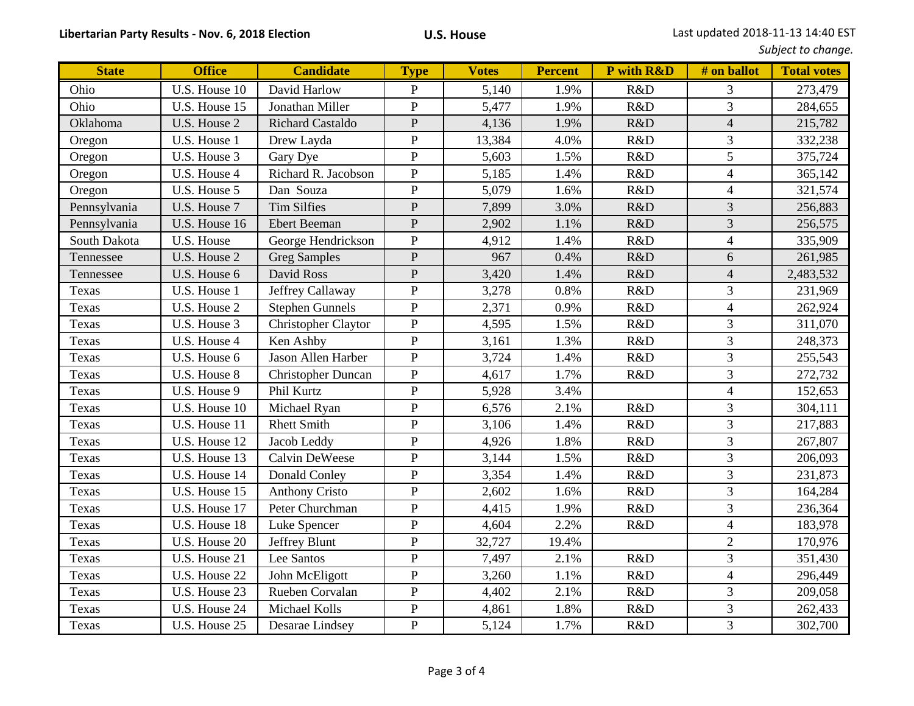**Libertarian Party Results - Nov. 6, 2018 Election**

**U.S. House**

Last updated 2018-11-13 14:40 EST
*Subject to change.*

| State | Office | Candidate | Type | Votes | Percent | P with R&D | # on ballot | Total votes |
|---|---|---|---|---|---|---|---|---|
| Ohio | U.S. House 10 | David Harlow | P | 5,140 | 1.9% | R&D | 3 | 273,479 |
| Ohio | U.S. House 15 | Jonathan Miller | P | 5,477 | 1.9% | R&D | 3 | 284,655 |
| Oklahoma | U.S. House 2 | Richard Castaldo | P | 4,136 | 1.9% | R&D | 4 | 215,782 |
| Oregon | U.S. House 1 | Drew Layda | P | 13,384 | 4.0% | R&D | 3 | 332,238 |
| Oregon | U.S. House 3 | Gary Dye | P | 5,603 | 1.5% | R&D | 5 | 375,724 |
| Oregon | U.S. House 4 | Richard R. Jacobson | P | 5,185 | 1.4% | R&D | 4 | 365,142 |
| Oregon | U.S. House 5 | Dan Souza | P | 5,079 | 1.6% | R&D | 4 | 321,574 |
| Pennsylvania | U.S. House 7 | Tim Silfies | P | 7,899 | 3.0% | R&D | 3 | 256,883 |
| Pennsylvania | U.S. House 16 | Ebert Beeman | P | 2,902 | 1.1% | R&D | 3 | 256,575 |
| South Dakota | U.S. House | George Hendrickson | P | 4,912 | 1.4% | R&D | 4 | 335,909 |
| Tennessee | U.S. House 2 | Greg Samples | P | 967 | 0.4% | R&D | 6 | 261,985 |
| Tennessee | U.S. House 6 | David Ross | P | 3,420 | 1.4% | R&D | 4 | 2,483,532 |
| Texas | U.S. House 1 | Jeffrey Callaway | P | 3,278 | 0.8% | R&D | 3 | 231,969 |
| Texas | U.S. House 2 | Stephen Gunnels | P | 2,371 | 0.9% | R&D | 4 | 262,924 |
| Texas | U.S. House 3 | Christopher Claytor | P | 4,595 | 1.5% | R&D | 3 | 311,070 |
| Texas | U.S. House 4 | Ken Ashby | P | 3,161 | 1.3% | R&D | 3 | 248,373 |
| Texas | U.S. House 6 | Jason Allen Harber | P | 3,724 | 1.4% | R&D | 3 | 255,543 |
| Texas | U.S. House 8 | Christopher Duncan | P | 4,617 | 1.7% | R&D | 3 | 272,732 |
| Texas | U.S. House 9 | Phil Kurtz | P | 5,928 | 3.4% | | 4 | 152,653 |
| Texas | U.S. House 10 | Michael Ryan | P | 6,576 | 2.1% | R&D | 3 | 304,111 |
| Texas | U.S. House 11 | Rhett Smith | P | 3,106 | 1.4% | R&D | 3 | 217,883 |
| Texas | U.S. House 12 | Jacob Leddy | P | 4,926 | 1.8% | R&D | 3 | 267,807 |
| Texas | U.S. House 13 | Calvin DeWeese | P | 3,144 | 1.5% | R&D | 3 | 206,093 |
| Texas | U.S. House 14 | Donald Conley | P | 3,354 | 1.4% | R&D | 3 | 231,873 |
| Texas | U.S. House 15 | Anthony Cristo | P | 2,602 | 1.6% | R&D | 3 | 164,284 |
| Texas | U.S. House 17 | Peter Churchman | P | 4,415 | 1.9% | R&D | 3 | 236,364 |
| Texas | U.S. House 18 | Luke Spencer | P | 4,604 | 2.2% | R&D | 4 | 183,978 |
| Texas | U.S. House 20 | Jeffrey Blunt | P | 32,727 | 19.4% | | 2 | 170,976 |
| Texas | U.S. House 21 | Lee Santos | P | 7,497 | 2.1% | R&D | 3 | 351,430 |
| Texas | U.S. House 22 | John McEligott | P | 3,260 | 1.1% | R&D | 4 | 296,449 |
| Texas | U.S. House 23 | Rueben Corvalan | P | 4,402 | 2.1% | R&D | 3 | 209,058 |
| Texas | U.S. House 24 | Michael Kolls | P | 4,861 | 1.8% | R&D | 3 | 262,433 |
| Texas | U.S. House 25 | Desarae Lindsey | P | 5,124 | 1.7% | R&D | 3 | 302,700 |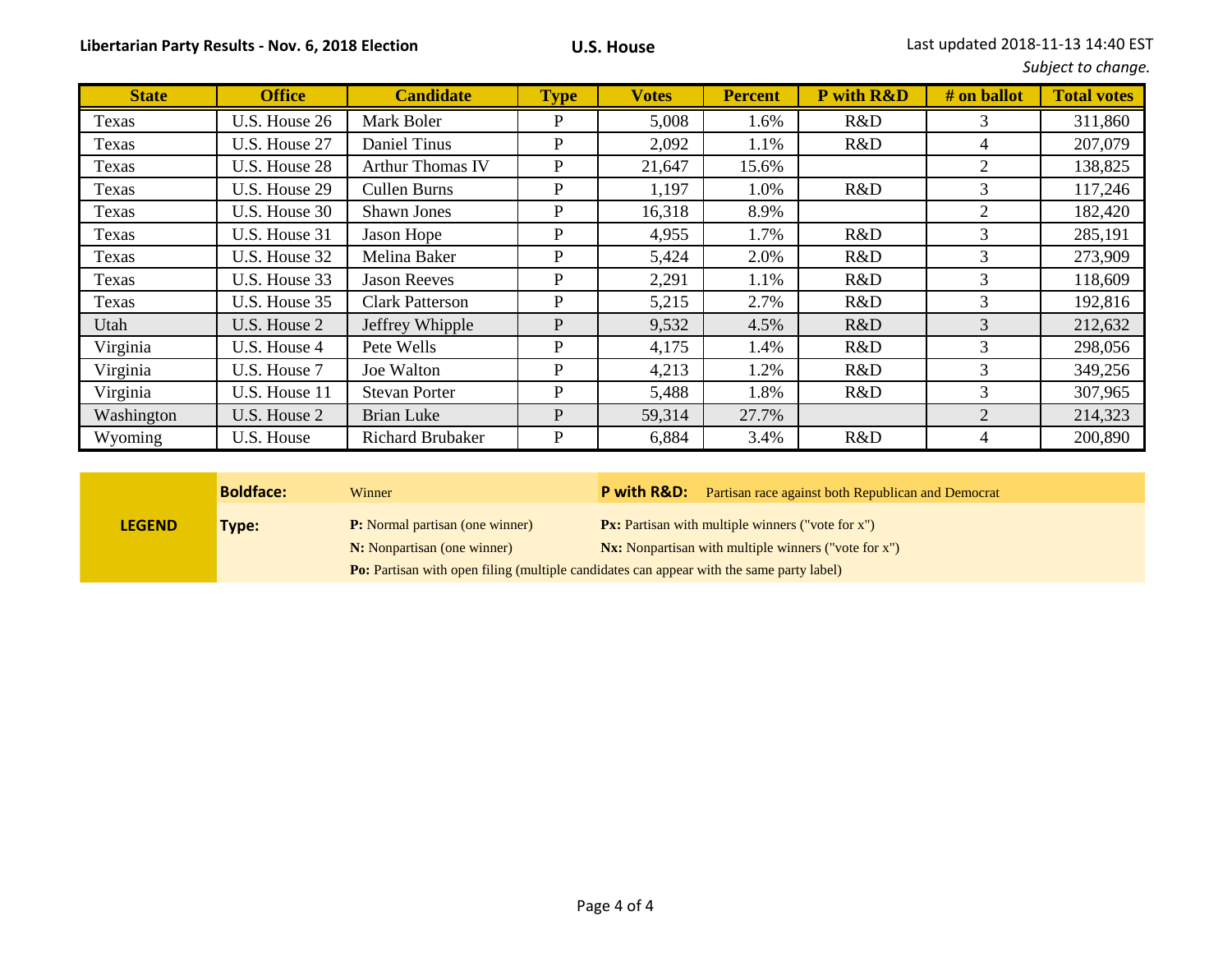**Libertarian Party Results - Nov. 6, 2018 Election** **U.S. House** Last updated 2018-11-13 14:40 EST *Subject to change.*

| State | Office | Candidate | Type | Votes | Percent | P with R&D | # on ballot | Total votes |
|---|---|---|---|---|---|---|---|---|
| Texas | U.S. House 26 | Mark Boler | P | 5,008 | 1.6% | R&D | 3 | 311,860 |
| Texas | U.S. House 27 | Daniel Tinus | P | 2,092 | 1.1% | R&D | 4 | 207,079 |
| Texas | U.S. House 28 | Arthur Thomas IV | P | 21,647 | 15.6% | | 2 | 138,825 |
| Texas | U.S. House 29 | Cullen Burns | P | 1,197 | 1.0% | R&D | 3 | 117,246 |
| Texas | U.S. House 30 | Shawn Jones | P | 16,318 | 8.9% | | 2 | 182,420 |
| Texas | U.S. House 31 | Jason Hope | P | 4,955 | 1.7% | R&D | 3 | 285,191 |
| Texas | U.S. House 32 | Melina Baker | P | 5,424 | 2.0% | R&D | 3 | 273,909 |
| Texas | U.S. House 33 | Jason Reeves | P | 2,291 | 1.1% | R&D | 3 | 118,609 |
| Texas | U.S. House 35 | Clark Patterson | P | 5,215 | 2.7% | R&D | 3 | 192,816 |
| Utah | U.S. House 2 | Jeffrey Whipple | P | 9,532 | 4.5% | R&D | 3 | 212,632 |
| Virginia | U.S. House 4 | Pete Wells | P | 4,175 | 1.4% | R&D | 3 | 298,056 |
| Virginia | U.S. House 7 | Joe Walton | P | 4,213 | 1.2% | R&D | 3 | 349,256 |
| Virginia | U.S. House 11 | Stevan Porter | P | 5,488 | 1.8% | R&D | 3 | 307,965 |
| Washington | U.S. House 2 | Brian Luke | P | 59,314 | 27.7% | | 2 | 214,323 |
| Wyoming | U.S. House | Richard Brubaker | P | 6,884 | 3.4% | R&D | 4 | 200,890 |

**LEGEND**

**Boldface:** Winner

**P with R&D:** Partisan race against both Republican and Democrat

**Type:**

- **P:** Normal partisan (one winner)
- **Px:** Partisan with multiple winners ("vote for x")
- **N:** Nonpartisan (one winner)
- **Nx:** Nonpartisan with multiple winners ("vote for x")
- **Po:** Partisan with open filing (multiple candidates can appear with the same party label)